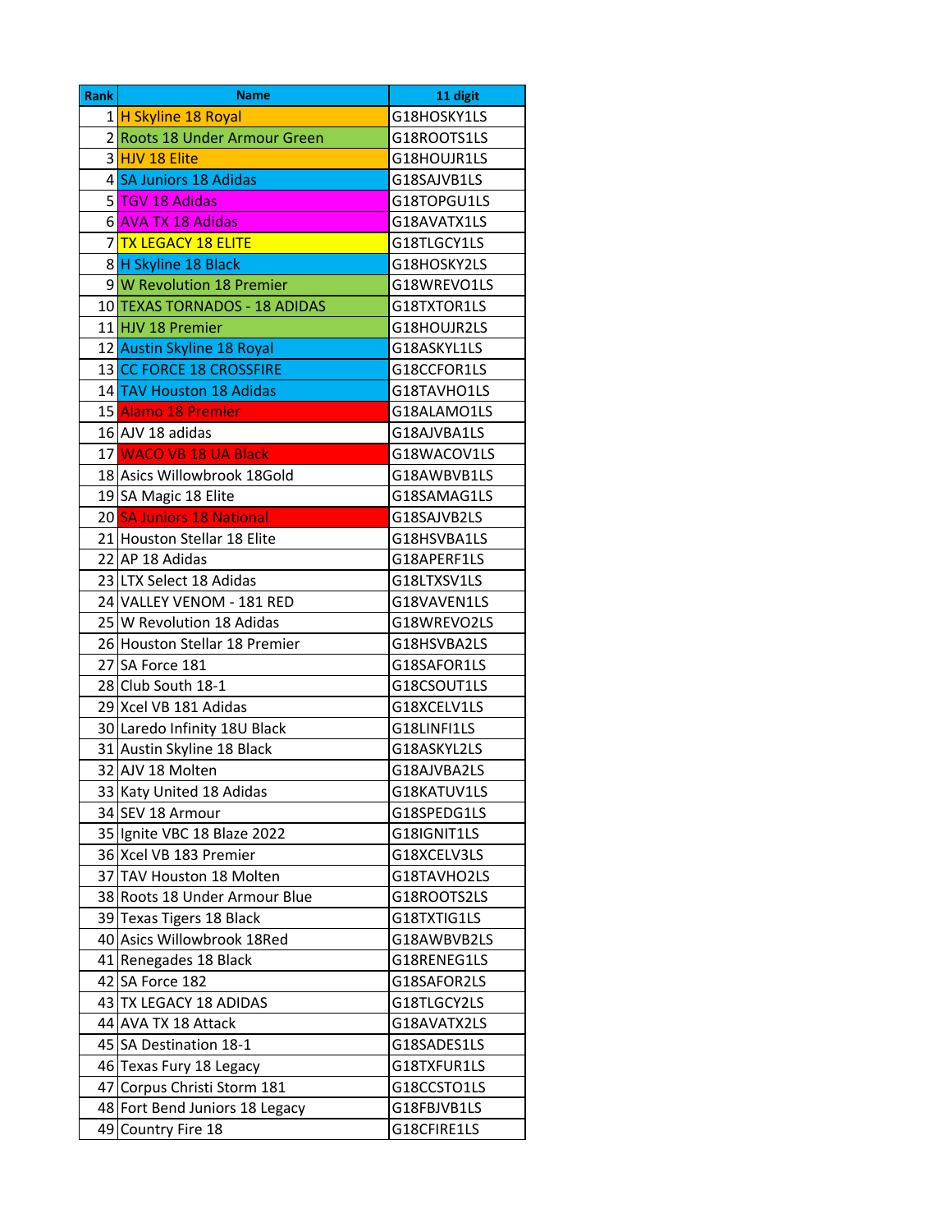| Rank | Name | 11 digit |
|---|---|---|
| 1 | H Skyline 18 Royal | G18HOSKY1LS |
| 2 | Roots 18 Under Armour Green | G18ROOTS1LS |
| 3 | HJV 18 Elite | G18HOUJR1LS |
| 4 | SA Juniors 18 Adidas | G18SAJVB1LS |
| 5 | TGV 18 Adidas | G18TOPGU1LS |
| 6 | AVA TX 18 Adidas | G18AVATX1LS |
| 7 | TX LEGACY 18 ELITE | G18TLGCY1LS |
| 8 | H Skyline 18 Black | G18HOSKY2LS |
| 9 | W Revolution 18 Premier | G18WREVO1LS |
| 10 | TEXAS TORNADOS - 18 ADIDAS | G18TXTOR1LS |
| 11 | HJV 18 Premier | G18HOUJR2LS |
| 12 | Austin Skyline 18 Royal | G18ASKYL1LS |
| 13 | CC FORCE 18 CROSSFIRE | G18CCFOR1LS |
| 14 | TAV Houston 18 Adidas | G18TAVHO1LS |
| 15 | Alamo 18 Premier | G18ALAMO1LS |
| 16 | AJV 18 adidas | G18AJVBA1LS |
| 17 | WACO VB 18 UA Black | G18WACOV1LS |
| 18 | Asics Willowbrook 18Gold | G18AWBVB1LS |
| 19 | SA Magic 18 Elite | G18SAMAG1LS |
| 20 | SA Juniors 18 National | G18SAJVB2LS |
| 21 | Houston Stellar 18 Elite | G18HSVBA1LS |
| 22 | AP 18 Adidas | G18APERF1LS |
| 23 | LTX Select 18 Adidas | G18LTXSV1LS |
| 24 | VALLEY VENOM - 181 RED | G18VAVEN1LS |
| 25 | W Revolution 18 Adidas | G18WREVO2LS |
| 26 | Houston Stellar 18 Premier | G18HSVBA2LS |
| 27 | SA Force 181 | G18SAFOR1LS |
| 28 | Club South 18-1 | G18CSOUT1LS |
| 29 | Xcel VB 181 Adidas | G18XCELV1LS |
| 30 | Laredo Infinity 18U Black | G18LINFI1LS |
| 31 | Austin Skyline 18 Black | G18ASKYL2LS |
| 32 | AJV 18 Molten | G18AJVBA2LS |
| 33 | Katy United 18 Adidas | G18KATUV1LS |
| 34 | SEV 18 Armour | G18SPEDG1LS |
| 35 | Ignite VBC 18 Blaze 2022 | G18IGNIT1LS |
| 36 | Xcel VB 183 Premier | G18XCELV3LS |
| 37 | TAV Houston 18 Molten | G18TAVHO2LS |
| 38 | Roots 18 Under Armour Blue | G18ROOTS2LS |
| 39 | Texas Tigers 18 Black | G18TXTIG1LS |
| 40 | Asics Willowbrook 18Red | G18AWBVB2LS |
| 41 | Renegades 18 Black | G18RENEG1LS |
| 42 | SA Force 182 | G18SAFOR2LS |
| 43 | TX LEGACY 18 ADIDAS | G18TLGCY2LS |
| 44 | AVA TX 18 Attack | G18AVATX2LS |
| 45 | SA Destination 18-1 | G18SADES1LS |
| 46 | Texas Fury 18 Legacy | G18TXFUR1LS |
| 47 | Corpus Christi Storm 181 | G18CCSTO1LS |
| 48 | Fort Bend Juniors 18 Legacy | G18FBJVB1LS |
| 49 | Country Fire 18 | G18CFIRE1LS |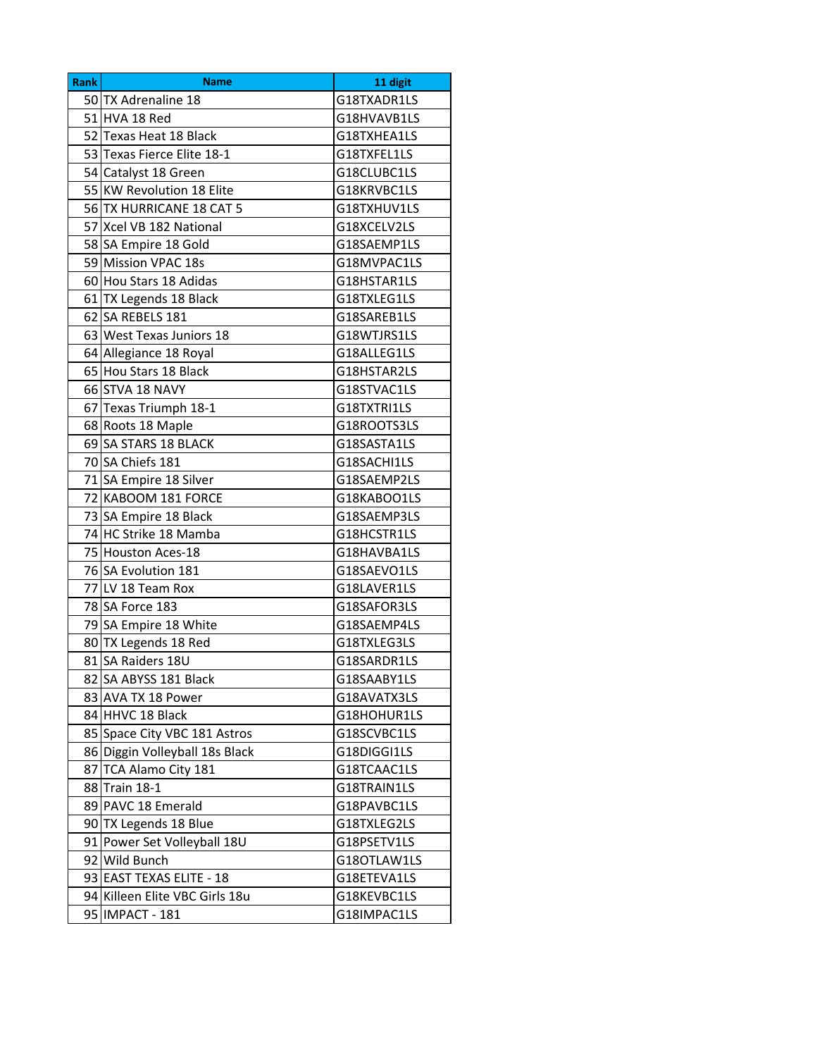| Rank | Name | 11 digit |
|---|---|---|
| 50 | TX Adrenaline 18 | G18TXADR1LS |
| 51 | HVA 18 Red | G18HVAVB1LS |
| 52 | Texas Heat 18 Black | G18TXHEA1LS |
| 53 | Texas Fierce Elite 18-1 | G18TXFEL1LS |
| 54 | Catalyst 18 Green | G18CLUBC1LS |
| 55 | KW Revolution 18 Elite | G18KRVBC1LS |
| 56 | TX HURRICANE 18 CAT 5 | G18TXHUV1LS |
| 57 | Xcel VB 182 National | G18XCELV2LS |
| 58 | SA Empire 18 Gold | G18SAEMP1LS |
| 59 | Mission VPAC 18s | G18MVPAC1LS |
| 60 | Hou Stars 18 Adidas | G18HSTAR1LS |
| 61 | TX Legends 18 Black | G18TXLEG1LS |
| 62 | SA REBELS 181 | G18SAREB1LS |
| 63 | West Texas Juniors 18 | G18WTJRS1LS |
| 64 | Allegiance 18 Royal | G18ALLEG1LS |
| 65 | Hou Stars 18 Black | G18HSTAR2LS |
| 66 | STVA 18 NAVY | G18STVAC1LS |
| 67 | Texas Triumph 18-1 | G18TXTRI1LS |
| 68 | Roots 18 Maple | G18ROOTS3LS |
| 69 | SA STARS 18 BLACK | G18SASTA1LS |
| 70 | SA Chiefs 181 | G18SACHI1LS |
| 71 | SA Empire 18 Silver | G18SAEMP2LS |
| 72 | KABOOM 181 FORCE | G18KABOO1LS |
| 73 | SA Empire 18 Black | G18SAEMP3LS |
| 74 | HC Strike 18 Mamba | G18HCSTR1LS |
| 75 | Houston Aces-18 | G18HAVBA1LS |
| 76 | SA Evolution 181 | G18SAEVO1LS |
| 77 | LV 18 Team Rox | G18LAVER1LS |
| 78 | SA Force 183 | G18SAFOR3LS |
| 79 | SA Empire 18 White | G18SAEMP4LS |
| 80 | TX Legends 18 Red | G18TXLEG3LS |
| 81 | SA Raiders 18U | G18SARDR1LS |
| 82 | SA ABYSS 181 Black | G18SAABY1LS |
| 83 | AVA TX 18 Power | G18AVATX3LS |
| 84 | HHVC 18 Black | G18HOHUR1LS |
| 85 | Space City VBC 181 Astros | G18SCVBC1LS |
| 86 | Diggin Volleyball 18s Black | G18DIGGI1LS |
| 87 | TCA Alamo City 181 | G18TCAAC1LS |
| 88 | Train 18-1 | G18TRAIN1LS |
| 89 | PAVC 18 Emerald | G18PAVBC1LS |
| 90 | TX Legends 18 Blue | G18TXLEG2LS |
| 91 | Power Set Volleyball 18U | G18PSETV1LS |
| 92 | Wild Bunch | G18OTLAW1LS |
| 93 | EAST TEXAS ELITE - 18 | G18ETEVA1LS |
| 94 | Killeen Elite VBC Girls 18u | G18KEVBC1LS |
| 95 | IMPACT - 181 | G18IMPAC1LS |